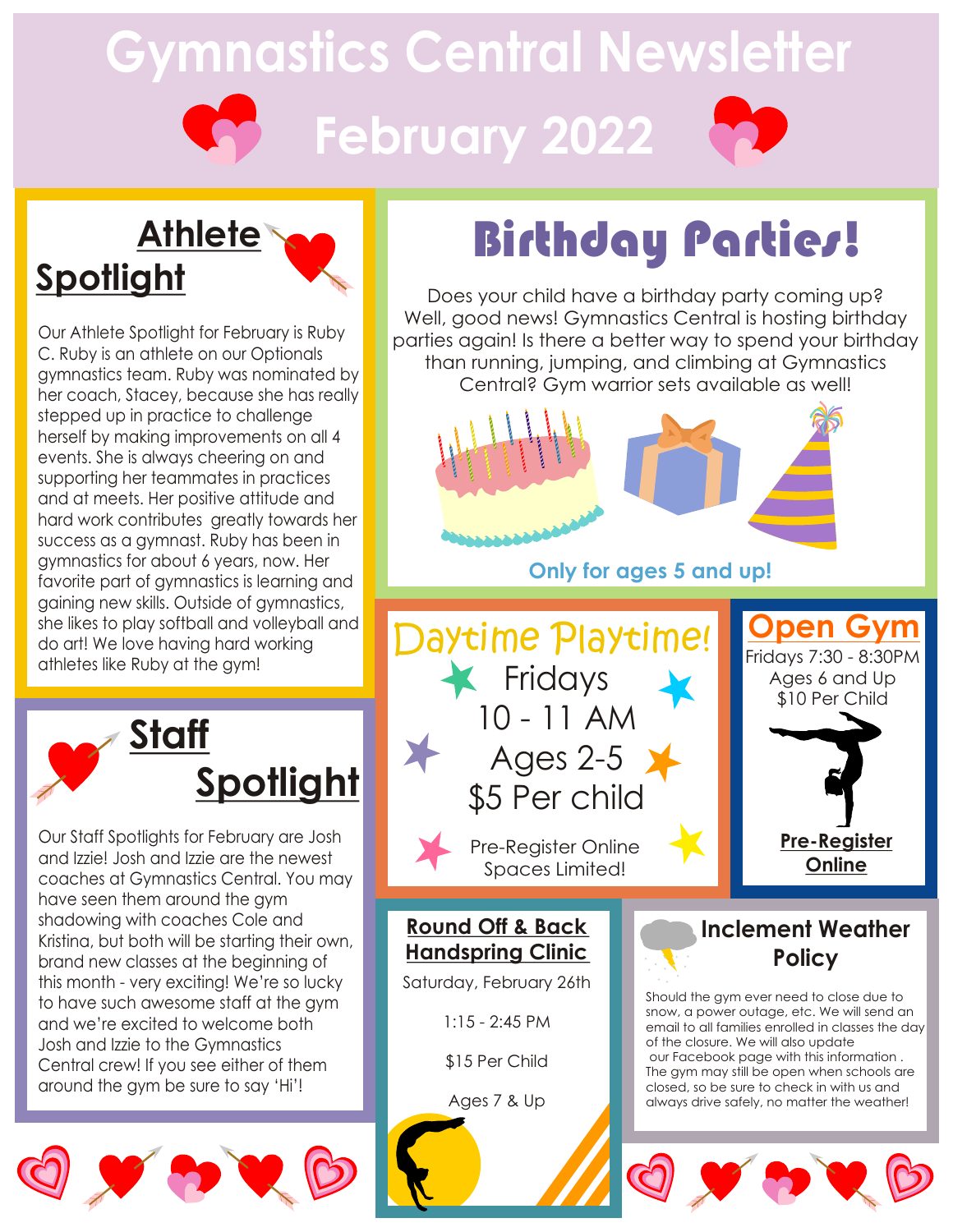# Gymnastics Central Newsletter

# February 2022

## Athlete Spotlight

Our Athlete Spotlight for February is Ruby C. Ruby is an athlete on our Optionals gymnastics team. Ruby was nominated by her coach, Stacey, because she has really stepped up in practice to challenge herself by making improvements on all 4 events. She is always cheering on and supporting her teammates in practices and at meets. Her positive attitude and hard work contributes greatly towards her success as a gymnast. Ruby has been in gymnastics for about 6 years, now. Her favorite part of gymnastics is learning and gaining new skills. Outside of gymnastics, she likes to play softball and volleyball and do art! We love having hard working athletes like Ruby at the gym!

## Staff Spotlight

Our Staff Spotlights for February are Josh and Izzie! Josh and Izzie are the newest coaches at Gymnastics Central. You may have seen them around the gym shadowing with coaches Cole and Kristina, but both will be starting their own, brand new classes at the beginning of this month - very exciting! We're so lucky to have such awesome staff at the gym and we're excited to welcome both Josh and Izzie to the Gymnastics Central crew! If you see either of them around the gym be sure to say 'Hi'!

## Birthday Parties!

Does your child have a birthday party coming up? Well, good news! Gymnastics Central is hosting birthday parties again! Is there a better way to spend your birthday than running, jumping, and climbing at Gymnastics Central? Gym warrior sets available as well!

**Only for ages 5 and up!**

## Daytime Playtime!

Fridays
10 - 11 AM
Ages 2-5
$5 Per child

Pre-Register Online
Spaces Limited!

## Open Gym

Fridays 7:30 - 8:30PM
Ages 6 and Up
$10 Per Child

**Pre-Register Online**

## Round Off & Back Handspring Clinic

Saturday, February 26th

1:15 - 2:45 PM

$15 Per Child

Ages 7 & Up

## Inclement Weather Policy

Should the gym ever need to close due to snow, a power outage, etc. We will send an email to all families enrolled in classes the day of the closure. We will also update our Facebook page with this information . The gym may still be open when schools are closed, so be sure to check in with us and always drive safely, no matter the weather!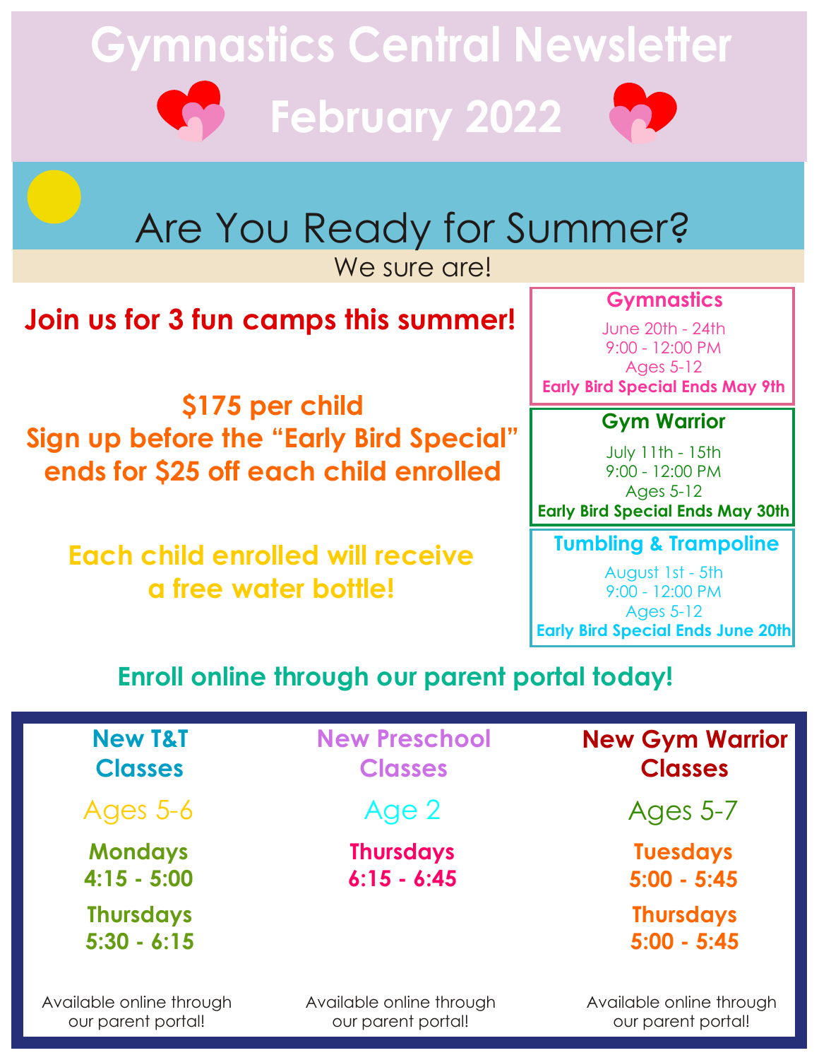# Gymnastics Central Newsletter

# February 2022

## Are You Ready for Summer?

We sure are!

**Join us for 3 fun camps this summer!**

**$175 per child**
**Sign up before the "Early Bird Special" ends for $25 off each child enrolled**

**Each child enrolled will receive a free water bottle!**

### Gymnastics

June 20th - 24th
9:00 - 12:00 PM
Ages 5-12
**Early Bird Special Ends May 9th**

### Gym Warrior

July 11th - 15th
9:00 - 12:00 PM
Ages 5-12
**Early Bird Special Ends May 30th**

### Tumbling & Trampoline

August 1st - 5th
9:00 - 12:00 PM
Ages 5-12
**Early Bird Special Ends June 20th**

**Enroll online through our parent portal today!**

### New T&T Classes

Ages 5-6

**Mondays**
**4:15 - 5:00**

**Thursdays**
**5:30 - 6:15**

Available online through our parent portal!

### New Preschool Classes

Age 2

**Thursdays**
**6:15 - 6:45**

Available online through our parent portal!

### New Gym Warrior Classes

Ages 5-7

**Tuesdays**
**5:00 - 5:45**

**Thursdays**
**5:00 - 5:45**

Available online through our parent portal!